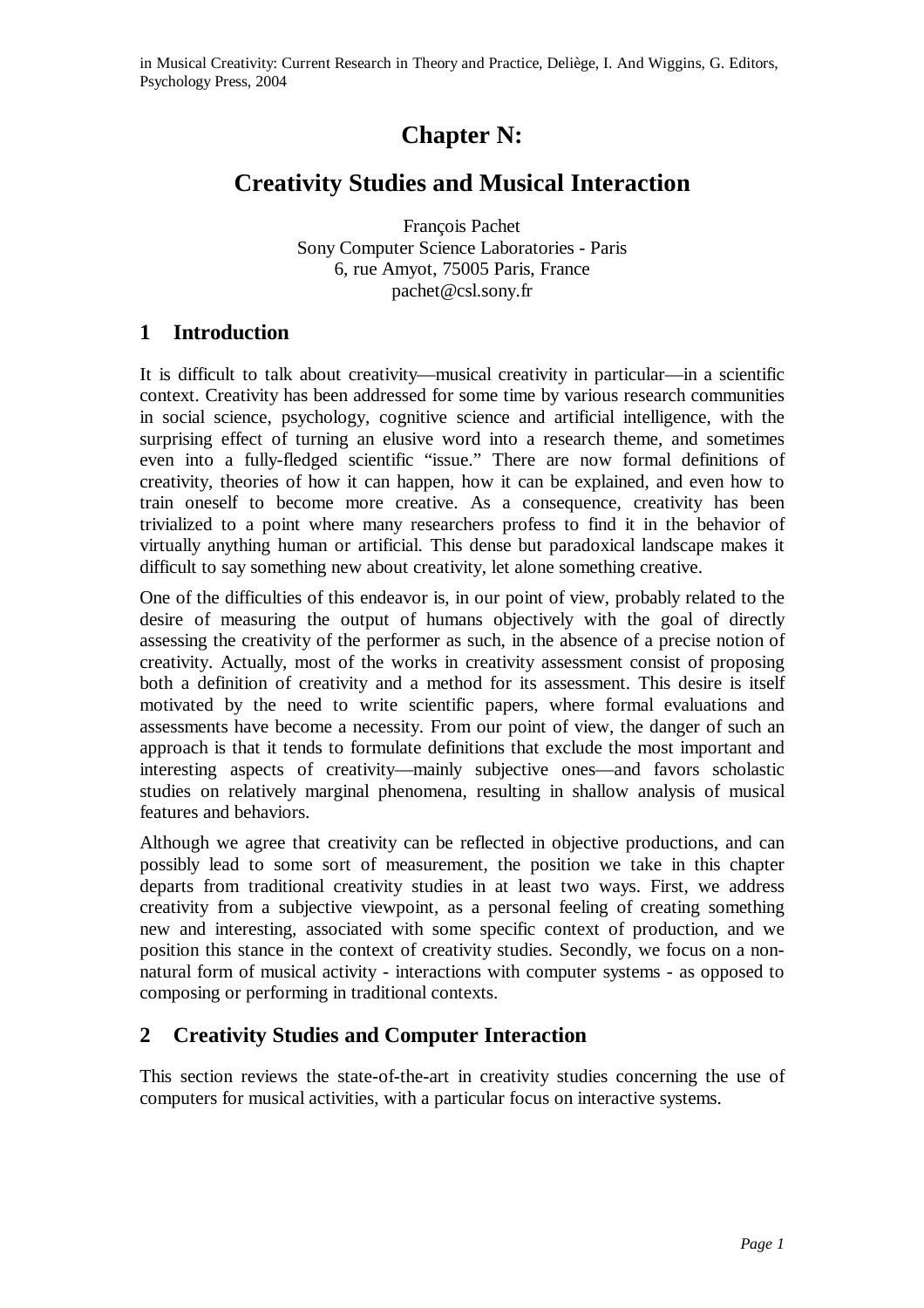in Musical Creativity: Current Research in Theory and Practice, Deliège, I. And Wiggins, G. Editors, Psychology Press, 2004

# Chapter N:

# Creativity Studies and Musical Interaction

François Pachet
Sony Computer Science Laboratories - Paris
6, rue Amyot, 75005 Paris, France
pachet@csl.sony.fr

## 1 Introduction

It is difficult to talk about creativity—musical creativity in particular—in a scientific context. Creativity has been addressed for some time by various research communities in social science, psychology, cognitive science and artificial intelligence, with the surprising effect of turning an elusive word into a research theme, and sometimes even into a fully-fledged scientific "issue." There are now formal definitions of creativity, theories of how it can happen, how it can be explained, and even how to train oneself to become more creative. As a consequence, creativity has been trivialized to a point where many researchers profess to find it in the behavior of virtually anything human or artificial. This dense but paradoxical landscape makes it difficult to say something new about creativity, let alone something creative.

One of the difficulties of this endeavor is, in our point of view, probably related to the desire of measuring the output of humans objectively with the goal of directly assessing the creativity of the performer as such, in the absence of a precise notion of creativity. Actually, most of the works in creativity assessment consist of proposing both a definition of creativity and a method for its assessment. This desire is itself motivated by the need to write scientific papers, where formal evaluations and assessments have become a necessity. From our point of view, the danger of such an approach is that it tends to formulate definitions that exclude the most important and interesting aspects of creativity—mainly subjective ones—and favors scholastic studies on relatively marginal phenomena, resulting in shallow analysis of musical features and behaviors.

Although we agree that creativity can be reflected in objective productions, and can possibly lead to some sort of measurement, the position we take in this chapter departs from traditional creativity studies in at least two ways. First, we address creativity from a subjective viewpoint, as a personal feeling of creating something new and interesting, associated with some specific context of production, and we position this stance in the context of creativity studies. Secondly, we focus on a non-natural form of musical activity - interactions with computer systems - as opposed to composing or performing in traditional contexts.

## 2 Creativity Studies and Computer Interaction

This section reviews the state-of-the-art in creativity studies concerning the use of computers for musical activities, with a particular focus on interactive systems.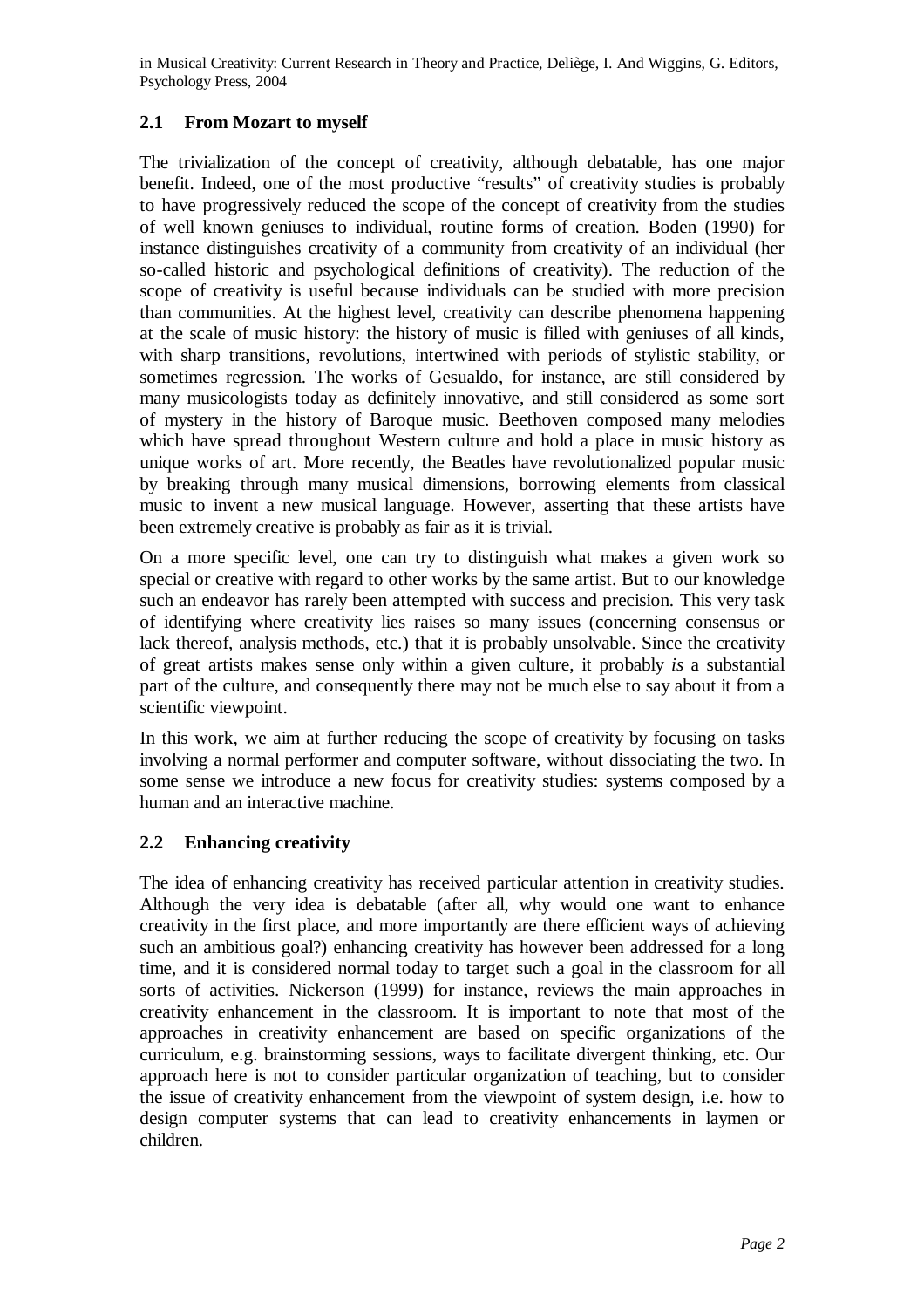## 2.1 From Mozart to myself

The trivialization of the concept of creativity, although debatable, has one major benefit. Indeed, one of the most productive “results” of creativity studies is probably to have progressively reduced the scope of the concept of creativity from the studies of well known geniuses to individual, routine forms of creation. Boden (1990) for instance distinguishes creativity of a community from creativity of an individual (her so-called historic and psychological definitions of creativity). The reduction of the scope of creativity is useful because individuals can be studied with more precision than communities. At the highest level, creativity can describe phenomena happening at the scale of music history: the history of music is filled with geniuses of all kinds, with sharp transitions, revolutions, intertwined with periods of stylistic stability, or sometimes regression. The works of Gesualdo, for instance, are still considered by many musicologists today as definitely innovative, and still considered as some sort of mystery in the history of Baroque music. Beethoven composed many melodies which have spread throughout Western culture and hold a place in music history as unique works of art. More recently, the Beatles have revolutionalized popular music by breaking through many musical dimensions, borrowing elements from classical music to invent a new musical language. However, asserting that these artists have been extremely creative is probably as fair as it is trivial.

On a more specific level, one can try to distinguish what makes a given work so special or creative with regard to other works by the same artist. But to our knowledge such an endeavor has rarely been attempted with success and precision. This very task of identifying where creativity lies raises so many issues (concerning consensus or lack thereof, analysis methods, etc.) that it is probably unsolvable. Since the creativity of great artists makes sense only within a given culture, it probably *is* a substantial part of the culture, and consequently there may not be much else to say about it from a scientific viewpoint.

In this work, we aim at further reducing the scope of creativity by focusing on tasks involving a normal performer and computer software, without dissociating the two. In some sense we introduce a new focus for creativity studies: systems composed by a human and an interactive machine.

## 2.2 Enhancing creativity

The idea of enhancing creativity has received particular attention in creativity studies. Although the very idea is debatable (after all, why would one want to enhance creativity in the first place, and more importantly are there efficient ways of achieving such an ambitious goal?) enhancing creativity has however been addressed for a long time, and it is considered normal today to target such a goal in the classroom for all sorts of activities. Nickerson (1999) for instance, reviews the main approaches in creativity enhancement in the classroom. It is important to note that most of the approaches in creativity enhancement are based on specific organizations of the curriculum, e.g. brainstorming sessions, ways to facilitate divergent thinking, etc. Our approach here is not to consider particular organization of teaching, but to consider the issue of creativity enhancement from the viewpoint of system design, i.e. how to design computer systems that can lead to creativity enhancements in laymen or children.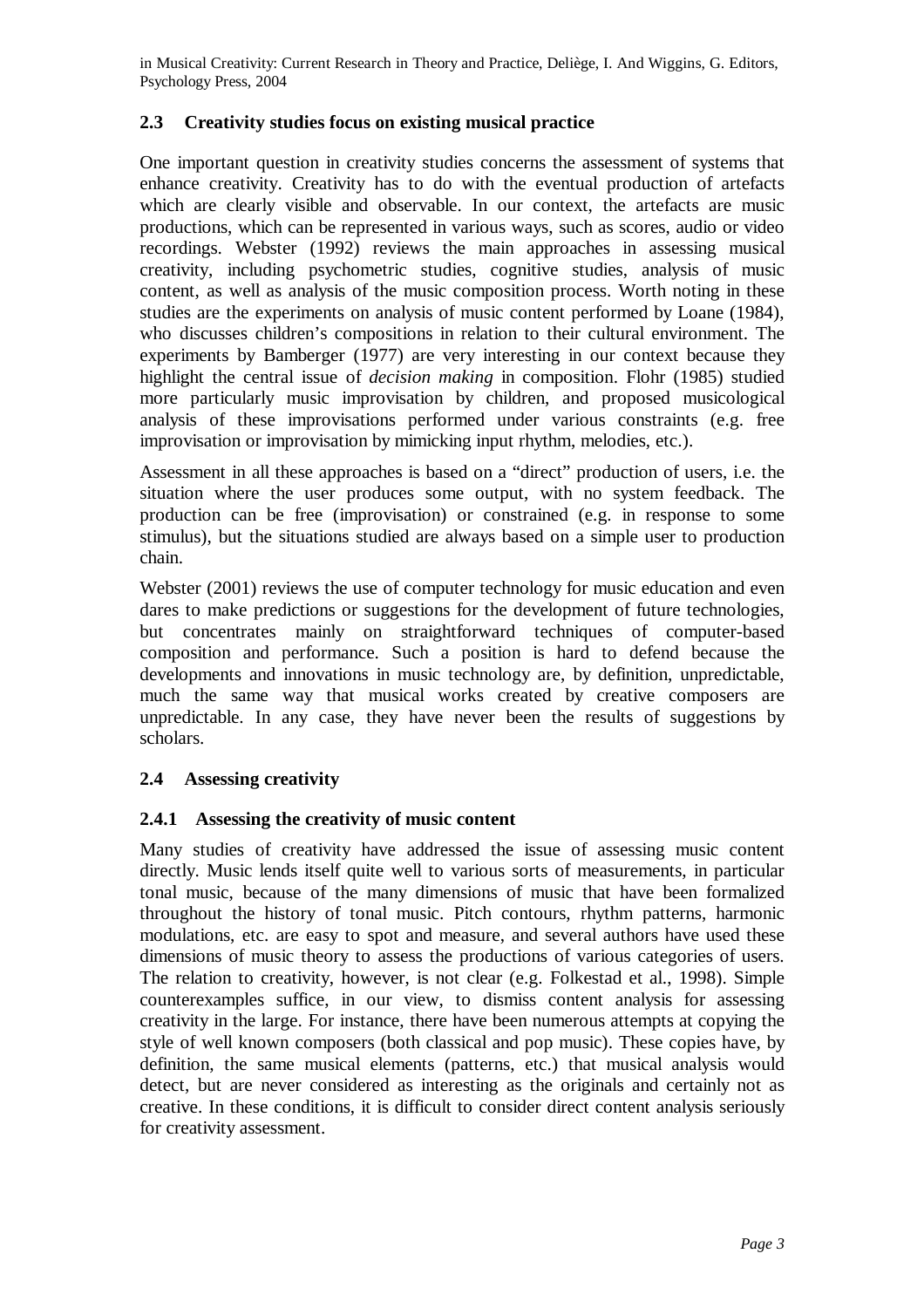### 2.3 Creativity studies focus on existing musical practice

One important question in creativity studies concerns the assessment of systems that enhance creativity. Creativity has to do with the eventual production of artefacts which are clearly visible and observable. In our context, the artefacts are music productions, which can be represented in various ways, such as scores, audio or video recordings. Webster (1992) reviews the main approaches in assessing musical creativity, including psychometric studies, cognitive studies, analysis of music content, as well as analysis of the music composition process. Worth noting in these studies are the experiments on analysis of music content performed by Loane (1984), who discusses children's compositions in relation to their cultural environment. The experiments by Bamberger (1977) are very interesting in our context because they highlight the central issue of *decision making* in composition. Flohr (1985) studied more particularly music improvisation by children, and proposed musicological analysis of these improvisations performed under various constraints (e.g. free improvisation or improvisation by mimicking input rhythm, melodies, etc.).

Assessment in all these approaches is based on a "direct" production of users, i.e. the situation where the user produces some output, with no system feedback. The production can be free (improvisation) or constrained (e.g. in response to some stimulus), but the situations studied are always based on a simple user to production chain.

Webster (2001) reviews the use of computer technology for music education and even dares to make predictions or suggestions for the development of future technologies, but concentrates mainly on straightforward techniques of computer-based composition and performance. Such a position is hard to defend because the developments and innovations in music technology are, by definition, unpredictable, much the same way that musical works created by creative composers are unpredictable. In any case, they have never been the results of suggestions by scholars.

### 2.4 Assessing creativity

#### 2.4.1 Assessing the creativity of music content

Many studies of creativity have addressed the issue of assessing music content directly. Music lends itself quite well to various sorts of measurements, in particular tonal music, because of the many dimensions of music that have been formalized throughout the history of tonal music. Pitch contours, rhythm patterns, harmonic modulations, etc. are easy to spot and measure, and several authors have used these dimensions of music theory to assess the productions of various categories of users. The relation to creativity, however, is not clear (e.g. Folkestad et al., 1998). Simple counterexamples suffice, in our view, to dismiss content analysis for assessing creativity in the large. For instance, there have been numerous attempts at copying the style of well known composers (both classical and pop music). These copies have, by definition, the same musical elements (patterns, etc.) that musical analysis would detect, but are never considered as interesting as the originals and certainly not as creative. In these conditions, it is difficult to consider direct content analysis seriously for creativity assessment.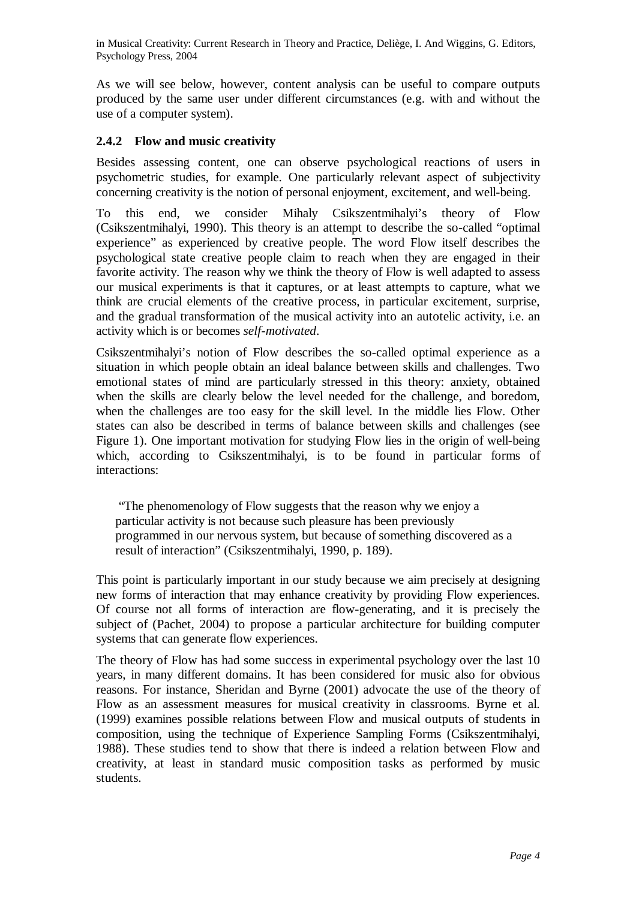As we will see below, however, content analysis can be useful to compare outputs produced by the same user under different circumstances (e.g. with and without the use of a computer system).

### 2.4.2 Flow and music creativity

Besides assessing content, one can observe psychological reactions of users in psychometric studies, for example. One particularly relevant aspect of subjectivity concerning creativity is the notion of personal enjoyment, excitement, and well-being.

To this end, we consider Mihaly Csikszentmihalyi's theory of Flow (Csikszentmihalyi, 1990). This theory is an attempt to describe the so-called "optimal experience" as experienced by creative people. The word Flow itself describes the psychological state creative people claim to reach when they are engaged in their favorite activity. The reason why we think the theory of Flow is well adapted to assess our musical experiments is that it captures, or at least attempts to capture, what we think are crucial elements of the creative process, in particular excitement, surprise, and the gradual transformation of the musical activity into an autotelic activity, i.e. an activity which is or becomes *self-motivated*.

Csikszentmihalyi's notion of Flow describes the so-called optimal experience as a situation in which people obtain an ideal balance between skills and challenges. Two emotional states of mind are particularly stressed in this theory: anxiety, obtained when the skills are clearly below the level needed for the challenge, and boredom, when the challenges are too easy for the skill level. In the middle lies Flow. Other states can also be described in terms of balance between skills and challenges (see Figure 1). One important motivation for studying Flow lies in the origin of well-being which, according to Csikszentmihalyi, is to be found in particular forms of interactions:

> "The phenomenology of Flow suggests that the reason why we enjoy a particular activity is not because such pleasure has been previously programmed in our nervous system, but because of something discovered as a result of interaction" (Csikszentmihalyi, 1990, p. 189).

This point is particularly important in our study because we aim precisely at designing new forms of interaction that may enhance creativity by providing Flow experiences. Of course not all forms of interaction are flow-generating, and it is precisely the subject of (Pachet, 2004) to propose a particular architecture for building computer systems that can generate flow experiences.

The theory of Flow has had some success in experimental psychology over the last 10 years, in many different domains. It has been considered for music also for obvious reasons. For instance, Sheridan and Byrne (2001) advocate the use of the theory of Flow as an assessment measures for musical creativity in classrooms. Byrne et al. (1999) examines possible relations between Flow and musical outputs of students in composition, using the technique of Experience Sampling Forms (Csikszentmihalyi, 1988). These studies tend to show that there is indeed a relation between Flow and creativity, at least in standard music composition tasks as performed by music students.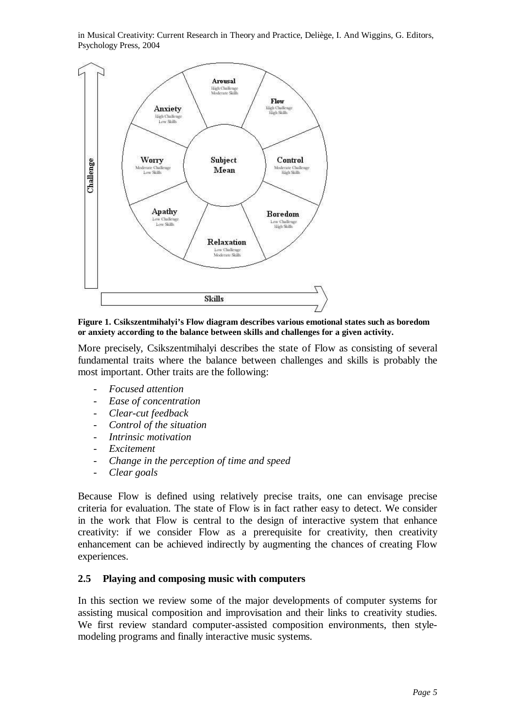Figure 1. Csikszentmihalyi's Flow diagram describes various emotional states such as boredom or anxiety according to the balance between skills and challenges for a given activity.

More precisely, Csikszentmihalyi describes the state of Flow as consisting of several fundamental traits where the balance between challenges and skills is probably the most important. Other traits are the following:

- *Focused attention*
- *Ease of concentration*
- *Clear-cut feedback*
- *Control of the situation*
- *Intrinsic motivation*
- *Excitement*
- *Change in the perception of time and speed*
- *Clear goals*

Because Flow is defined using relatively precise traits, one can envisage precise criteria for evaluation. The state of Flow is in fact rather easy to detect. We consider in the work that Flow is central to the design of interactive system that enhance creativity: if we consider Flow as a prerequisite for creativity, then creativity enhancement can be achieved indirectly by augmenting the chances of creating Flow experiences.

## 2.5 Playing and composing music with computers

In this section we review some of the major developments of computer systems for assisting musical composition and improvisation and their links to creativity studies. We first review standard computer-assisted composition environments, then style-modeling programs and finally interactive music systems.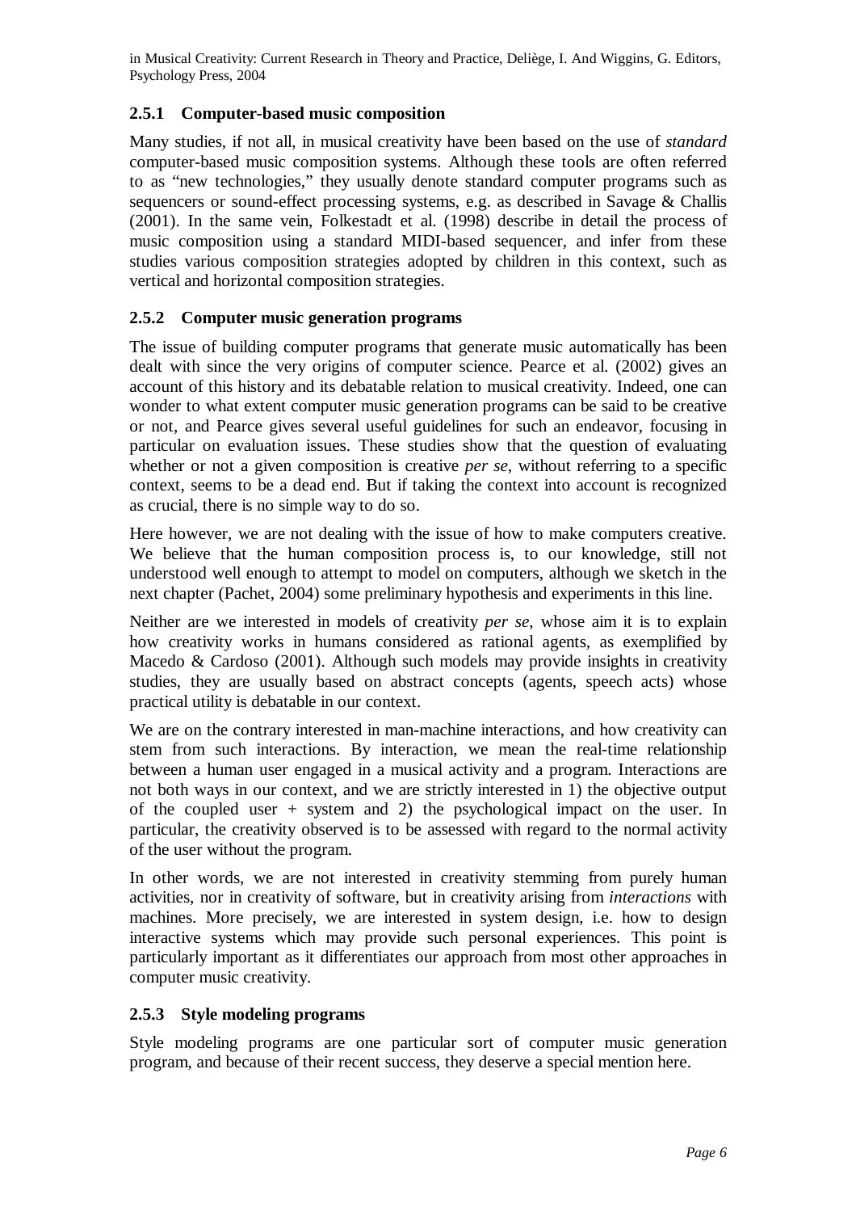### 2.5.1 Computer-based music composition

Many studies, if not all, in musical creativity have been based on the use of *standard* computer-based music composition systems. Although these tools are often referred to as "new technologies," they usually denote standard computer programs such as sequencers or sound-effect processing systems, e.g. as described in Savage & Challis (2001). In the same vein, Folkestadt et al. (1998) describe in detail the process of music composition using a standard MIDI-based sequencer, and infer from these studies various composition strategies adopted by children in this context, such as vertical and horizontal composition strategies.

### 2.5.2 Computer music generation programs

The issue of building computer programs that generate music automatically has been dealt with since the very origins of computer science. Pearce et al. (2002) gives an account of this history and its debatable relation to musical creativity. Indeed, one can wonder to what extent computer music generation programs can be said to be creative or not, and Pearce gives several useful guidelines for such an endeavor, focusing in particular on evaluation issues. These studies show that the question of evaluating whether or not a given composition is creative *per se*, without referring to a specific context, seems to be a dead end. But if taking the context into account is recognized as crucial, there is no simple way to do so.

Here however, we are not dealing with the issue of how to make computers creative. We believe that the human composition process is, to our knowledge, still not understood well enough to attempt to model on computers, although we sketch in the next chapter (Pachet, 2004) some preliminary hypothesis and experiments in this line.

Neither are we interested in models of creativity *per se*, whose aim it is to explain how creativity works in humans considered as rational agents, as exemplified by Macedo & Cardoso (2001). Although such models may provide insights in creativity studies, they are usually based on abstract concepts (agents, speech acts) whose practical utility is debatable in our context.

We are on the contrary interested in man-machine interactions, and how creativity can stem from such interactions. By interaction, we mean the real-time relationship between a human user engaged in a musical activity and a program. Interactions are not both ways in our context, and we are strictly interested in 1) the objective output of the coupled user + system and 2) the psychological impact on the user. In particular, the creativity observed is to be assessed with regard to the normal activity of the user without the program.

In other words, we are not interested in creativity stemming from purely human activities, nor in creativity of software, but in creativity arising from *interactions* with machines. More precisely, we are interested in system design, i.e. how to design interactive systems which may provide such personal experiences. This point is particularly important as it differentiates our approach from most other approaches in computer music creativity.

### 2.5.3 Style modeling programs

Style modeling programs are one particular sort of computer music generation program, and because of their recent success, they deserve a special mention here.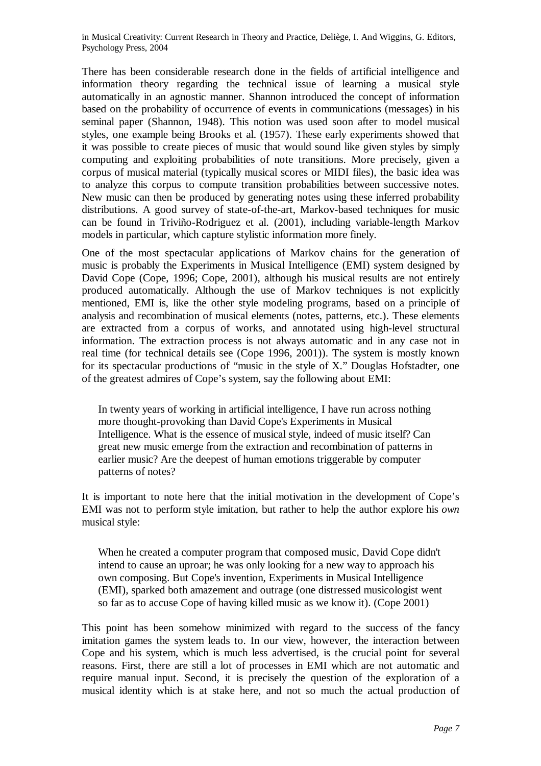There has been considerable research done in the fields of artificial intelligence and information theory regarding the technical issue of learning a musical style automatically in an agnostic manner. Shannon introduced the concept of information based on the probability of occurrence of events in communications (messages) in his seminal paper (Shannon, 1948). This notion was used soon after to model musical styles, one example being Brooks et al. (1957). These early experiments showed that it was possible to create pieces of music that would sound like given styles by simply computing and exploiting probabilities of note transitions. More precisely, given a corpus of musical material (typically musical scores or MIDI files), the basic idea was to analyze this corpus to compute transition probabilities between successive notes. New music can then be produced by generating notes using these inferred probability distributions. A good survey of state-of-the-art, Markov-based techniques for music can be found in Triviño-Rodriguez et al. (2001), including variable-length Markov models in particular, which capture stylistic information more finely.

One of the most spectacular applications of Markov chains for the generation of music is probably the Experiments in Musical Intelligence (EMI) system designed by David Cope (Cope, 1996; Cope, 2001), although his musical results are not entirely produced automatically. Although the use of Markov techniques is not explicitly mentioned, EMI is, like the other style modeling programs, based on a principle of analysis and recombination of musical elements (notes, patterns, etc.). These elements are extracted from a corpus of works, and annotated using high-level structural information. The extraction process is not always automatic and in any case not in real time (for technical details see (Cope 1996, 2001)). The system is mostly known for its spectacular productions of "music in the style of X." Douglas Hofstadter, one of the greatest admires of Cope's system, say the following about EMI:

> In twenty years of working in artificial intelligence, I have run across nothing more thought-provoking than David Cope's Experiments in Musical Intelligence. What is the essence of musical style, indeed of music itself? Can great new music emerge from the extraction and recombination of patterns in earlier music? Are the deepest of human emotions triggerable by computer patterns of notes?

It is important to note here that the initial motivation in the development of Cope's EMI was not to perform style imitation, but rather to help the author explore his *own* musical style:

> When he created a computer program that composed music, David Cope didn't intend to cause an uproar; he was only looking for a new way to approach his own composing. But Cope's invention, Experiments in Musical Intelligence (EMI), sparked both amazement and outrage (one distressed musicologist went so far as to accuse Cope of having killed music as we know it). (Cope 2001)

This point has been somehow minimized with regard to the success of the fancy imitation games the system leads to. In our view, however, the interaction between Cope and his system, which is much less advertised, is the crucial point for several reasons. First, there are still a lot of processes in EMI which are not automatic and require manual input. Second, it is precisely the question of the exploration of a musical identity which is at stake here, and not so much the actual production of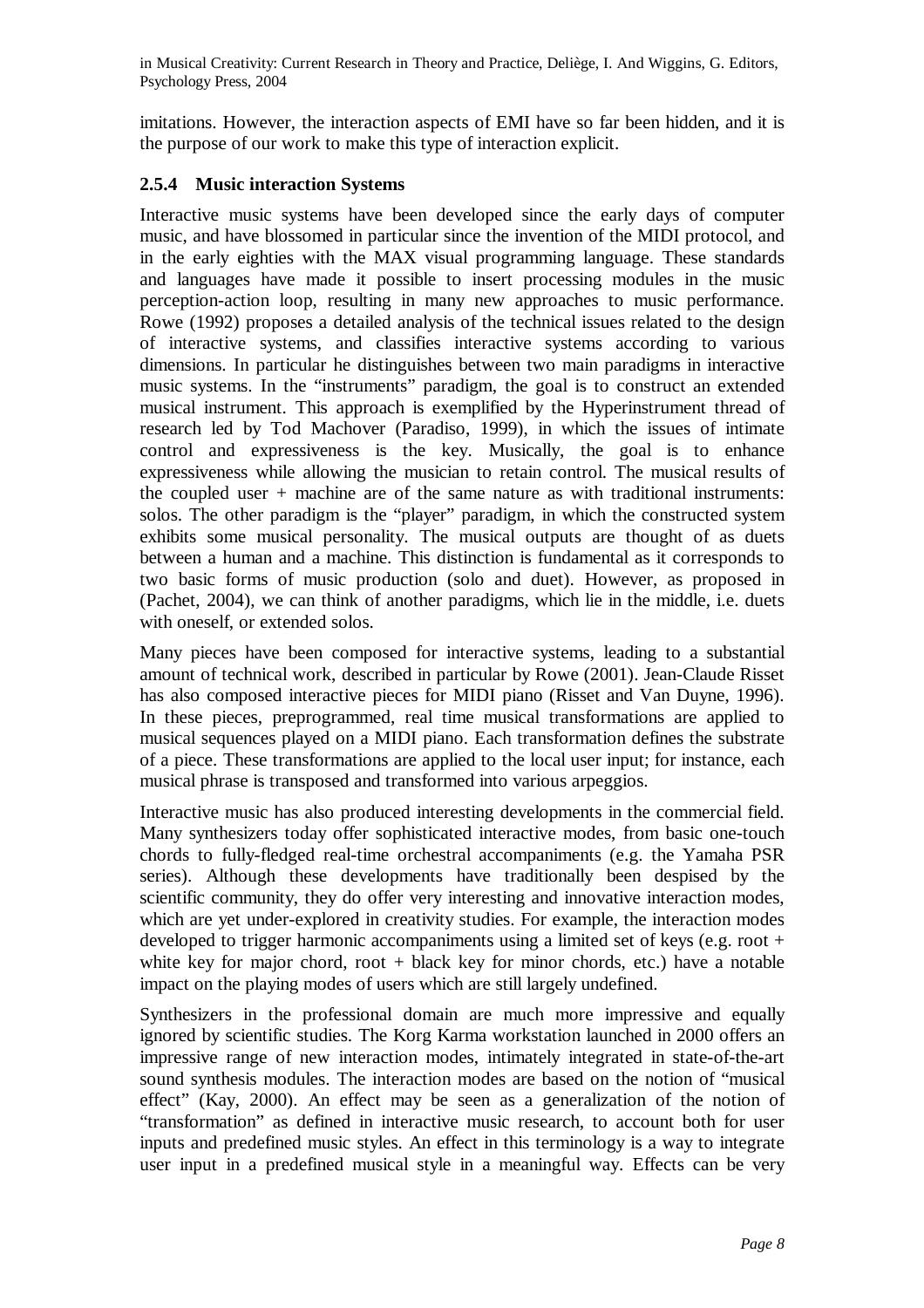imitations. However, the interaction aspects of EMI have so far been hidden, and it is the purpose of our work to make this type of interaction explicit.

### 2.5.4 Music interaction Systems

Interactive music systems have been developed since the early days of computer music, and have blossomed in particular since the invention of the MIDI protocol, and in the early eighties with the MAX visual programming language. These standards and languages have made it possible to insert processing modules in the music perception-action loop, resulting in many new approaches to music performance. Rowe (1992) proposes a detailed analysis of the technical issues related to the design of interactive systems, and classifies interactive systems according to various dimensions. In particular he distinguishes between two main paradigms in interactive music systems. In the "instruments" paradigm, the goal is to construct an extended musical instrument. This approach is exemplified by the Hyperinstrument thread of research led by Tod Machover (Paradiso, 1999), in which the issues of intimate control and expressiveness is the key. Musically, the goal is to enhance expressiveness while allowing the musician to retain control. The musical results of the coupled user + machine are of the same nature as with traditional instruments: solos. The other paradigm is the "player" paradigm, in which the constructed system exhibits some musical personality. The musical outputs are thought of as duets between a human and a machine. This distinction is fundamental as it corresponds to two basic forms of music production (solo and duet). However, as proposed in (Pachet, 2004), we can think of another paradigms, which lie in the middle, i.e. duets with oneself, or extended solos.

Many pieces have been composed for interactive systems, leading to a substantial amount of technical work, described in particular by Rowe (2001). Jean-Claude Risset has also composed interactive pieces for MIDI piano (Risset and Van Duyne, 1996). In these pieces, preprogrammed, real time musical transformations are applied to musical sequences played on a MIDI piano. Each transformation defines the substrate of a piece. These transformations are applied to the local user input; for instance, each musical phrase is transposed and transformed into various arpeggios.

Interactive music has also produced interesting developments in the commercial field. Many synthesizers today offer sophisticated interactive modes, from basic one-touch chords to fully-fledged real-time orchestral accompaniments (e.g. the Yamaha PSR series). Although these developments have traditionally been despised by the scientific community, they do offer very interesting and innovative interaction modes, which are yet under-explored in creativity studies. For example, the interaction modes developed to trigger harmonic accompaniments using a limited set of keys (e.g. root + white key for major chord, root + black key for minor chords, etc.) have a notable impact on the playing modes of users which are still largely undefined.

Synthesizers in the professional domain are much more impressive and equally ignored by scientific studies. The Korg Karma workstation launched in 2000 offers an impressive range of new interaction modes, intimately integrated in state-of-the-art sound synthesis modules. The interaction modes are based on the notion of "musical effect" (Kay, 2000). An effect may be seen as a generalization of the notion of "transformation" as defined in interactive music research, to account both for user inputs and predefined music styles. An effect in this terminology is a way to integrate user input in a predefined musical style in a meaningful way. Effects can be very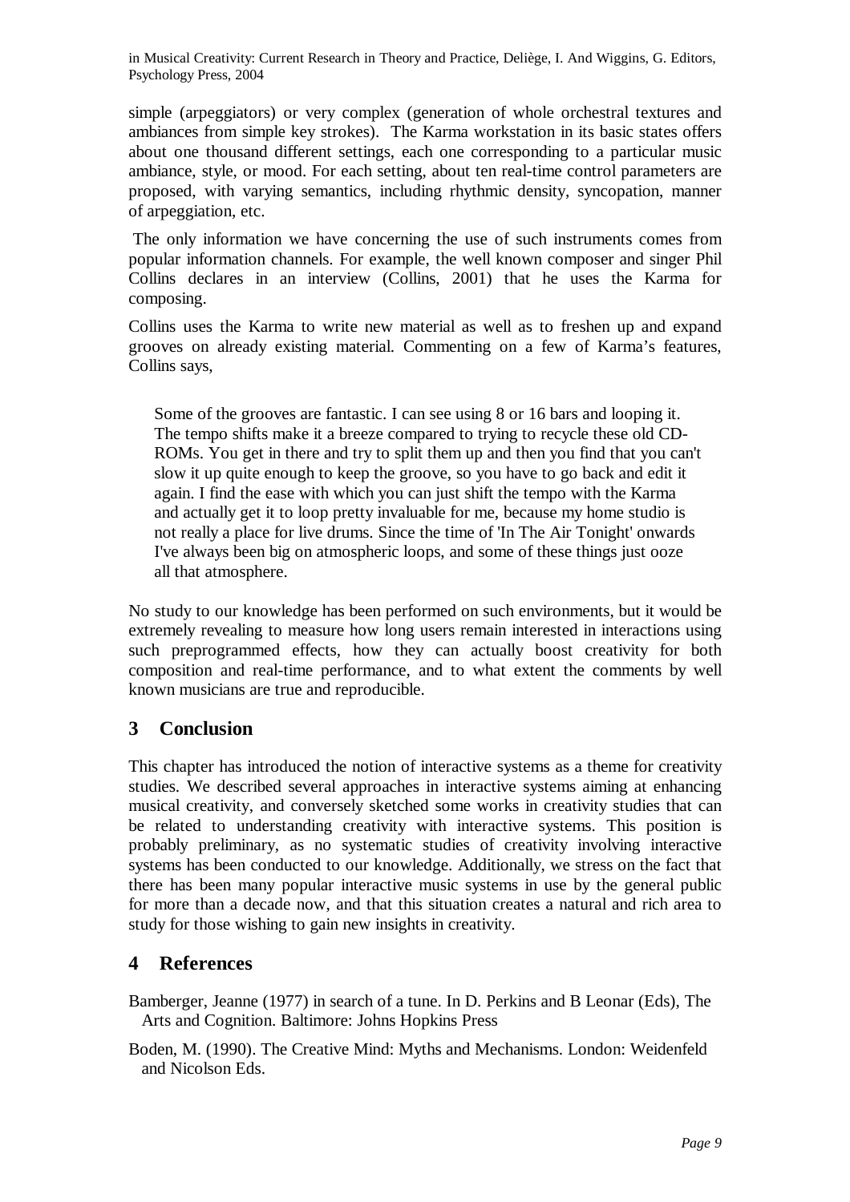simple (arpeggiators) or very complex (generation of whole orchestral textures and ambiances from simple key strokes). The Karma workstation in its basic states offers about one thousand different settings, each one corresponding to a particular music ambiance, style, or mood. For each setting, about ten real-time control parameters are proposed, with varying semantics, including rhythmic density, syncopation, manner of arpeggiation, etc.

The only information we have concerning the use of such instruments comes from popular information channels. For example, the well known composer and singer Phil Collins declares in an interview (Collins, 2001) that he uses the Karma for composing.

Collins uses the Karma to write new material as well as to freshen up and expand grooves on already existing material. Commenting on a few of Karma's features, Collins says,

> Some of the grooves are fantastic. I can see using 8 or 16 bars and looping it. The tempo shifts make it a breeze compared to trying to recycle these old CD-ROMs. You get in there and try to split them up and then you find that you can't slow it up quite enough to keep the groove, so you have to go back and edit it again. I find the ease with which you can just shift the tempo with the Karma and actually get it to loop pretty invaluable for me, because my home studio is not really a place for live drums. Since the time of 'In The Air Tonight' onwards I've always been big on atmospheric loops, and some of these things just ooze all that atmosphere.

No study to our knowledge has been performed on such environments, but it would be extremely revealing to measure how long users remain interested in interactions using such preprogrammed effects, how they can actually boost creativity for both composition and real-time performance, and to what extent the comments by well known musicians are true and reproducible.

## 3 Conclusion

This chapter has introduced the notion of interactive systems as a theme for creativity studies. We described several approaches in interactive systems aiming at enhancing musical creativity, and conversely sketched some works in creativity studies that can be related to understanding creativity with interactive systems. This position is probably preliminary, as no systematic studies of creativity involving interactive systems has been conducted to our knowledge. Additionally, we stress on the fact that there has been many popular interactive music systems in use by the general public for more than a decade now, and that this situation creates a natural and rich area to study for those wishing to gain new insights in creativity.

## 4 References

Bamberger, Jeanne (1977) in search of a tune. In D. Perkins and B Leonar (Eds), The Arts and Cognition. Baltimore: Johns Hopkins Press

Boden, M. (1990). The Creative Mind: Myths and Mechanisms. London: Weidenfeld and Nicolson Eds.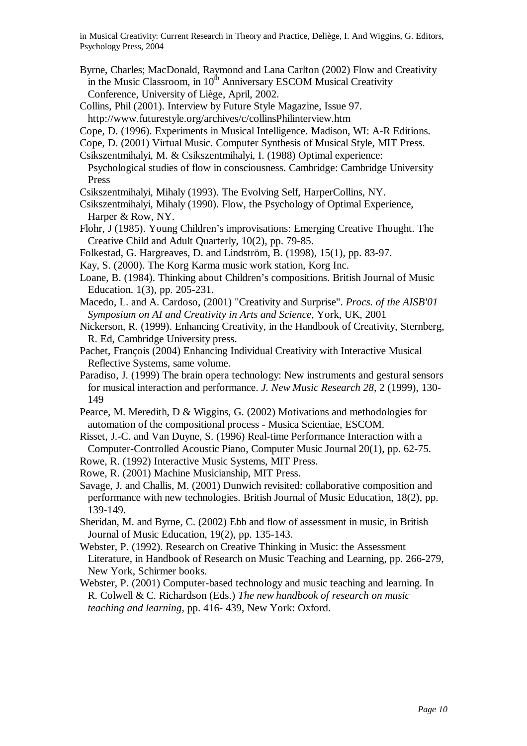Byrne, Charles; MacDonald, Raymond and Lana Carlton (2002) Flow and Creativity in the Music Classroom, in 10th Anniversary ESCOM Musical Creativity Conference, University of Liège, April, 2002.

Collins, Phil (2001). Interview by Future Style Magazine, Issue 97. http://www.futurestyle.org/archives/c/collinsPhilinterview.htm

Cope, D. (1996). Experiments in Musical Intelligence. Madison, WI: A-R Editions.

Cope, D. (2001) Virtual Music. Computer Synthesis of Musical Style, MIT Press.

Csikszentmihalyi, M. & Csikszentmihalyi, I. (1988) Optimal experience: Psychological studies of flow in consciousness. Cambridge: Cambridge University Press

Csikszentmihalyi, Mihaly (1993). The Evolving Self, HarperCollins, NY.

Csikszentmihalyi, Mihaly (1990). Flow, the Psychology of Optimal Experience, Harper & Row, NY.

Flohr, J (1985). Young Children's improvisations: Emerging Creative Thought. The Creative Child and Adult Quarterly, 10(2), pp. 79-85.

Folkestad, G. Hargreaves, D. and Lindström, B. (1998), 15(1), pp. 83-97.

Kay, S. (2000). The Korg Karma music work station, Korg Inc.

Loane, B. (1984). Thinking about Children's compositions. British Journal of Music Education. 1(3), pp. 205-231.

Macedo, L. and A. Cardoso, (2001) "Creativity and Surprise". *Procs. of the AISB'01 Symposium on AI and Creativity in Arts and Science*, York, UK, 2001

Nickerson, R. (1999). Enhancing Creativity, in the Handbook of Creativity, Sternberg, R. Ed, Cambridge University press.

Pachet, François (2004) Enhancing Individual Creativity with Interactive Musical Reflective Systems, same volume.

Paradiso, J. (1999) The brain opera technology: New instruments and gestural sensors for musical interaction and performance. *J. New Music Research 28*, 2 (1999), 130-149

Pearce, M. Meredith, D & Wiggins, G. (2002) Motivations and methodologies for automation of the compositional process - Musica Scientiae, ESCOM.

Risset, J.-C. and Van Duyne, S. (1996) Real-time Performance Interaction with a Computer-Controlled Acoustic Piano, Computer Music Journal 20(1), pp. 62-75.

Rowe, R. (1992) Interactive Music Systems, MIT Press.

Rowe, R. (2001) Machine Musicianship, MIT Press.

Savage, J. and Challis, M. (2001) Dunwich revisited: collaborative composition and performance with new technologies. British Journal of Music Education, 18(2), pp. 139-149.

Sheridan, M. and Byrne, C. (2002) Ebb and flow of assessment in music, in British Journal of Music Education, 19(2), pp. 135-143.

Webster, P. (1992). Research on Creative Thinking in Music: the Assessment Literature, in Handbook of Research on Music Teaching and Learning, pp. 266-279, New York, Schirmer books.

Webster, P. (2001) Computer-based technology and music teaching and learning. In R. Colwell & C. Richardson (Eds.) *The new handbook of research on music teaching and learning*, pp. 416- 439, New York: Oxford.